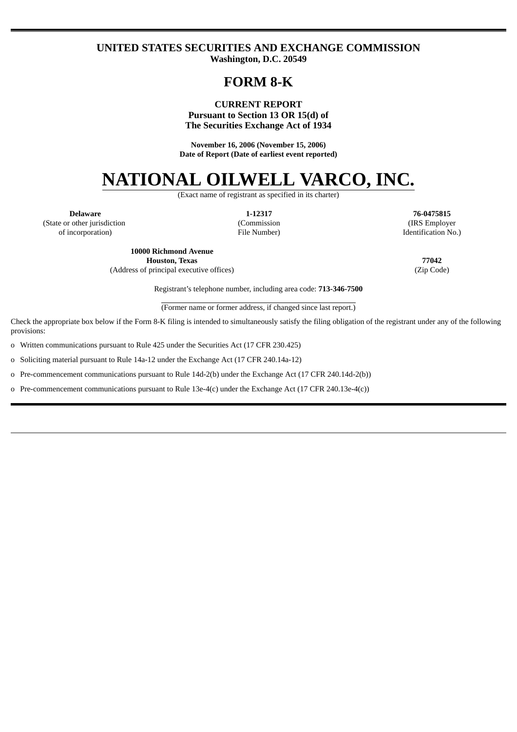# UNITED STATES SECURITIES AND EXCHANGE COMMISSION

**Washington, D.C. 20549**

# FORM 8-K

**CURRENT REPORT**
**Pursuant to Section 13 OR 15(d) of**
**The Securities Exchange Act of 1934**

**November 16, 2006 (November 15, 2006)**
**Date of Report (Date of earliest event reported)**

# NATIONAL OILWELL VARCO, INC.

(Exact name of registrant as specified in its charter)

| **Delaware** | **1-12317** | **76-0475815** |
|---|---|---|
| (State or other jurisdiction of incorporation) | (Commission File Number) | (IRS Employer Identification No.) |

| **10000 Richmond Avenue**<br>**Houston, Texas** | **77042** |
|---|---|
| (Address of principal executive offices) | (Zip Code) |

Registrant's telephone number, including area code: **713-346-7500**

(Former name or former address, if changed since last report.)

Check the appropriate box below if the Form 8-K filing is intended to simultaneously satisfy the filing obligation of the registrant under any of the following provisions:

o Written communications pursuant to Rule 425 under the Securities Act (17 CFR 230.425)

o Soliciting material pursuant to Rule 14a-12 under the Exchange Act (17 CFR 240.14a-12)

o Pre-commencement communications pursuant to Rule 14d-2(b) under the Exchange Act (17 CFR 240.14d-2(b))

o Pre-commencement communications pursuant to Rule 13e-4(c) under the Exchange Act (17 CFR 240.13e-4(c))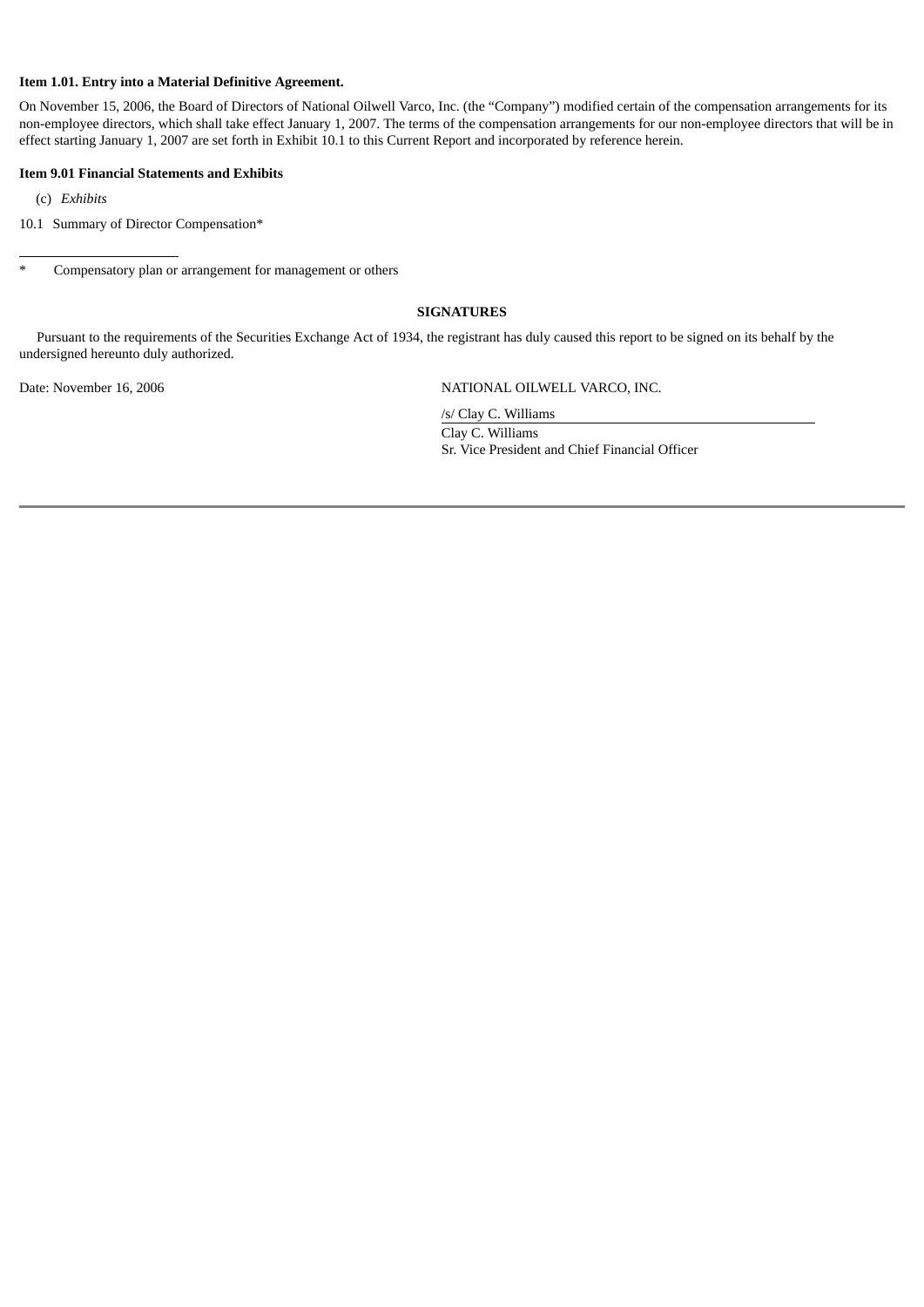**Item 1.01. Entry into a Material Definitive Agreement.**

On November 15, 2006, the Board of Directors of National Oilwell Varco, Inc. (the "Company") modified certain of the compensation arrangements for its non-employee directors, which shall take effect January 1, 2007. The terms of the compensation arrangements for our non-employee directors that will be in effect starting January 1, 2007 are set forth in Exhibit 10.1 to this Current Report and incorporated by reference herein.

**Item 9.01 Financial Statements and Exhibits**

(c) *Exhibits*

10.1 Summary of Director Compensation*

---

\* Compensatory plan or arrangement for management or others

**SIGNATURES**

Pursuant to the requirements of the Securities Exchange Act of 1934, the registrant has duly caused this report to be signed on its behalf by the undersigned hereunto duly authorized.

Date: November 16, 2006

NATIONAL OILWELL VARCO, INC.

/s/ Clay C. Williams

Clay C. Williams
Sr. Vice President and Chief Financial Officer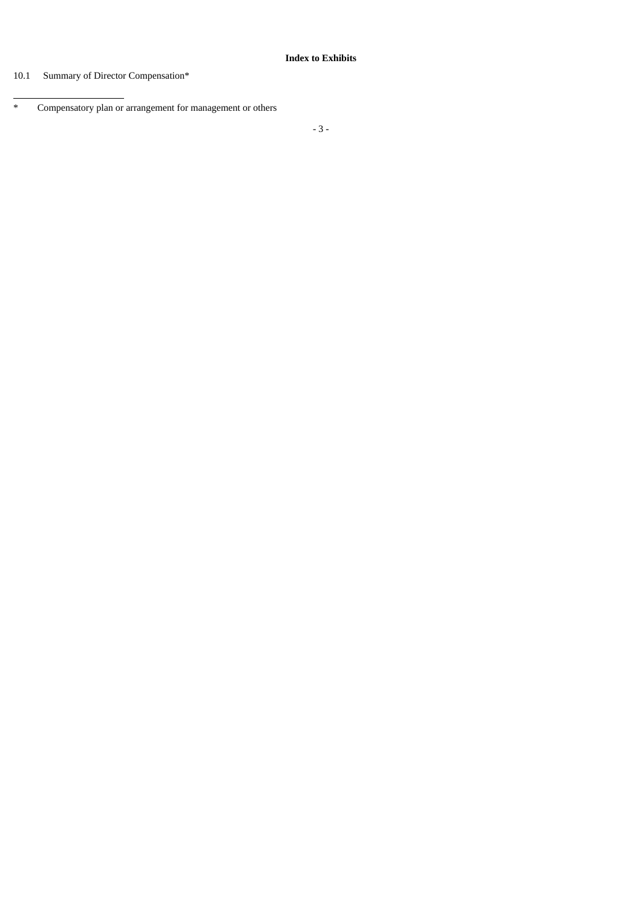**Index to Exhibits**

10.1 Summary of Director Compensation*

---

\* Compensatory plan or arrangement for management or others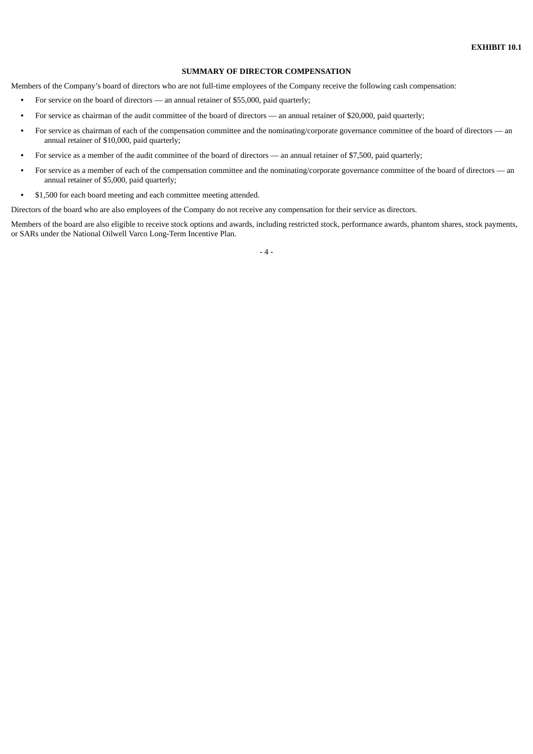**EXHIBIT 10.1**

## SUMMARY OF DIRECTOR COMPENSATION

Members of the Company's board of directors who are not full-time employees of the Company receive the following cash compensation:

- For service on the board of directors — an annual retainer of $55,000, paid quarterly;
- For service as chairman of the audit committee of the board of directors — an annual retainer of $20,000, paid quarterly;
- For service as chairman of each of the compensation committee and the nominating/corporate governance committee of the board of directors — an annual retainer of $10,000, paid quarterly;
- For service as a member of the audit committee of the board of directors — an annual retainer of $7,500, paid quarterly;
- For service as a member of each of the compensation committee and the nominating/corporate governance committee of the board of directors — an annual retainer of $5,000, paid quarterly;
- $1,500 for each board meeting and each committee meeting attended.

Directors of the board who are also employees of the Company do not receive any compensation for their service as directors.

Members of the board are also eligible to receive stock options and awards, including restricted stock, performance awards, phantom shares, stock payments, or SARs under the National Oilwell Varco Long-Term Incentive Plan.